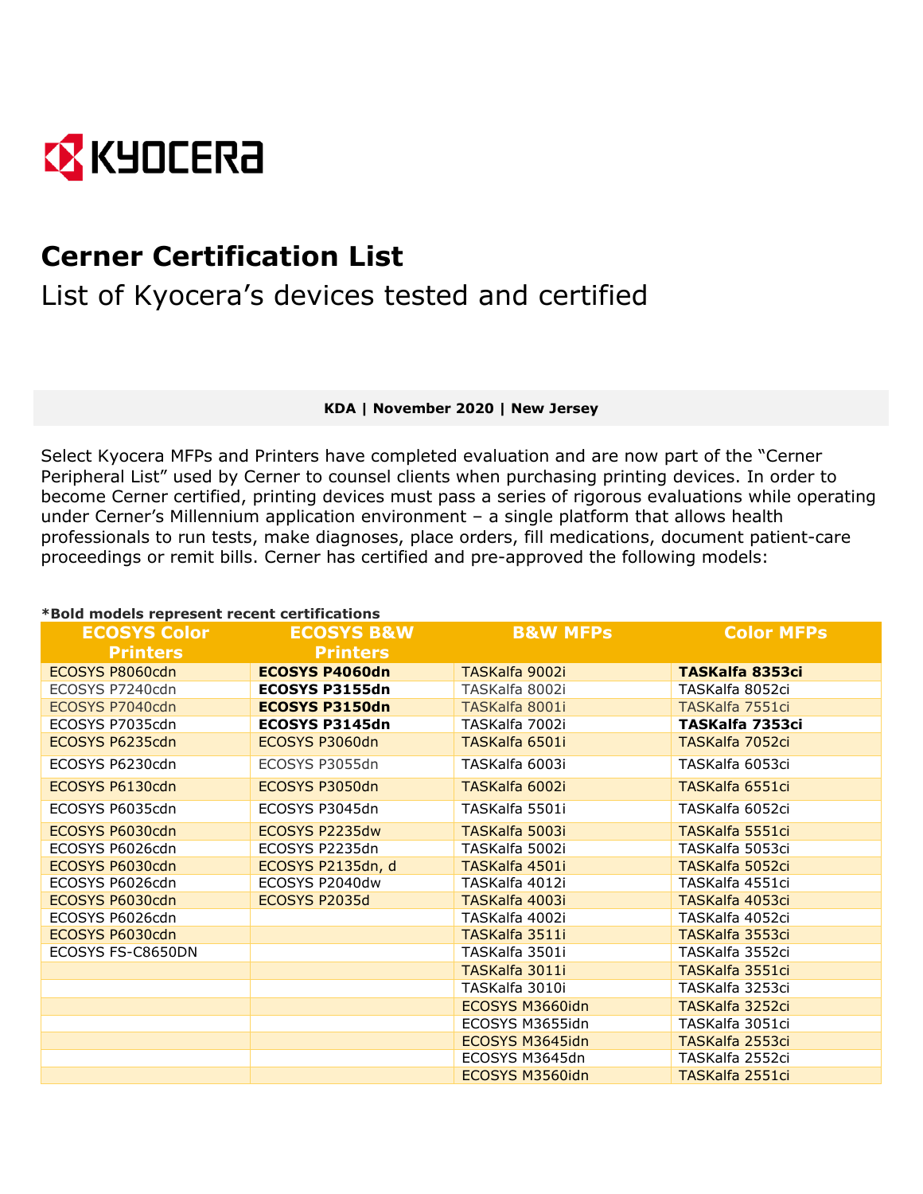KYOCERA

# Cerner Certification List

## List of Kyocera's devices tested and certified

**KDA | November 2020 | New Jersey**

Select Kyocera MFPs and Printers have completed evaluation and are now part of the "Cerner Peripheral List" used by Cerner to counsel clients when purchasing printing devices. In order to become Cerner certified, printing devices must pass a series of rigorous evaluations while operating under Cerner's Millennium application environment – a single platform that allows health professionals to run tests, make diagnoses, place orders, fill medications, document patient-care proceedings or remit bills. Cerner has certified and pre-approved the following models:

***Bold models represent recent certifications**

| ECOSYS Color Printers | ECOSYS B&W Printers | B&W MFPs | Color MFPs |
|---|---|---|---|
| ECOSYS P8060cdn | **ECOSYS P4060dn** | TASKalfa 9002i | **TASKalfa 8353ci** |
| ECOSYS P7240cdn | **ECOSYS P3155dn** | TASKalfa 8002i | TASKalfa 8052ci |
| ECOSYS P7040cdn | **ECOSYS P3150dn** | TASKalfa 8001i | TASKalfa 7551ci |
| ECOSYS P7035cdn | **ECOSYS P3145dn** | TASKalfa 7002i | **TASKalfa 7353ci** |
| ECOSYS P6235cdn | ECOSYS P3060dn | TASKalfa 6501i | TASKalfa 7052ci |
| ECOSYS P6230cdn | ECOSYS P3055dn | TASKalfa 6003i | TASKalfa 6053ci |
| ECOSYS P6130cdn | ECOSYS P3050dn | TASKalfa 6002i | TASKalfa 6551ci |
| ECOSYS P6035cdn | ECOSYS P3045dn | TASKalfa 5501i | TASKalfa 6052ci |
| ECOSYS P6030cdn | ECOSYS P2235dw | TASKalfa 5003i | TASKalfa 5551ci |
| ECOSYS P6026cdn | ECOSYS P2235dn | TASKalfa 5002i | TASKalfa 5053ci |
| ECOSYS P6030cdn | ECOSYS P2135dn, d | TASKalfa 4501i | TASKalfa 5052ci |
| ECOSYS P6026cdn | ECOSYS P2040dw | TASKalfa 4012i | TASKalfa 4551ci |
| ECOSYS P6030cdn | ECOSYS P2035d | TASKalfa 4003i | TASKalfa 4053ci |
| ECOSYS P6026cdn | | TASKalfa 4002i | TASKalfa 4052ci |
| ECOSYS P6030cdn | | TASKalfa 3511i | TASKalfa 3553ci |
| ECOSYS FS-C8650DN | | TASKalfa 3501i | TASKalfa 3552ci |
| | | TASKalfa 3011i | TASKalfa 3551ci |
| | | TASKalfa 3010i | TASKalfa 3253ci |
| | | ECOSYS M3660idn | TASKalfa 3252ci |
| | | ECOSYS M3655idn | TASKalfa 3051ci |
| | | ECOSYS M3645idn | TASKalfa 2553ci |
| | | ECOSYS M3645dn | TASKalfa 2552ci |
| | | ECOSYS M3560idn | TASKalfa 2551ci |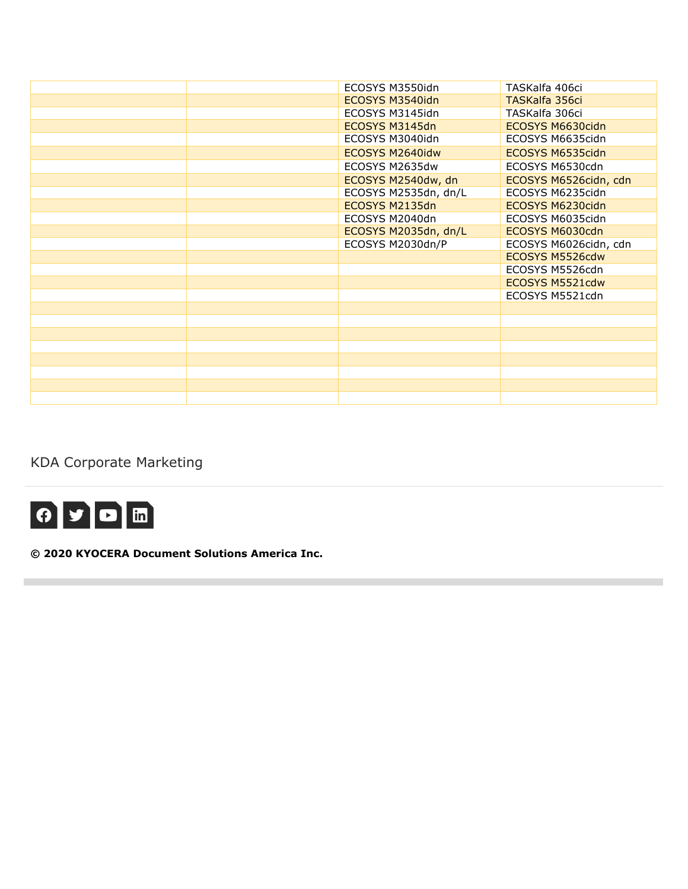| | | | |
|---|---|---|---|
| | | ECOSYS M3550idn | TASKalfa 406ci |
| | | ECOSYS M3540idn | TASKalfa 356ci |
| | | ECOSYS M3145idn | TASKalfa 306ci |
| | | ECOSYS M3145dn | ECOSYS M6630cidn |
| | | ECOSYS M3040idn | ECOSYS M6635cidn |
| | | ECOSYS M2640idw | ECOSYS M6535cidn |
| | | ECOSYS M2635dw | ECOSYS M6530cdn |
| | | ECOSYS M2540dw, dn | ECOSYS M6526cidn, cdn |
| | | ECOSYS M2535dn, dn/L | ECOSYS M6235cidn |
| | | ECOSYS M2135dn | ECOSYS M6230cidn |
| | | ECOSYS M2040dn | ECOSYS M6035cidn |
| | | ECOSYS M2035dn, dn/L | ECOSYS M6030cdn |
| | | ECOSYS M2030dn/P | ECOSYS M6026cidn, cdn |
| | | | ECOSYS M5526cdw |
| | | | ECOSYS M5526cdn |
| | | | ECOSYS M5521cdw |
| | | | ECOSYS M5521cdn |
| | | | |
| | | | |
| | | | |
| | | | |
| | | | |
| | | | |
| | | | |
| | | | |

KDA Corporate Marketing

**© 2020 KYOCERA Document Solutions America Inc.**